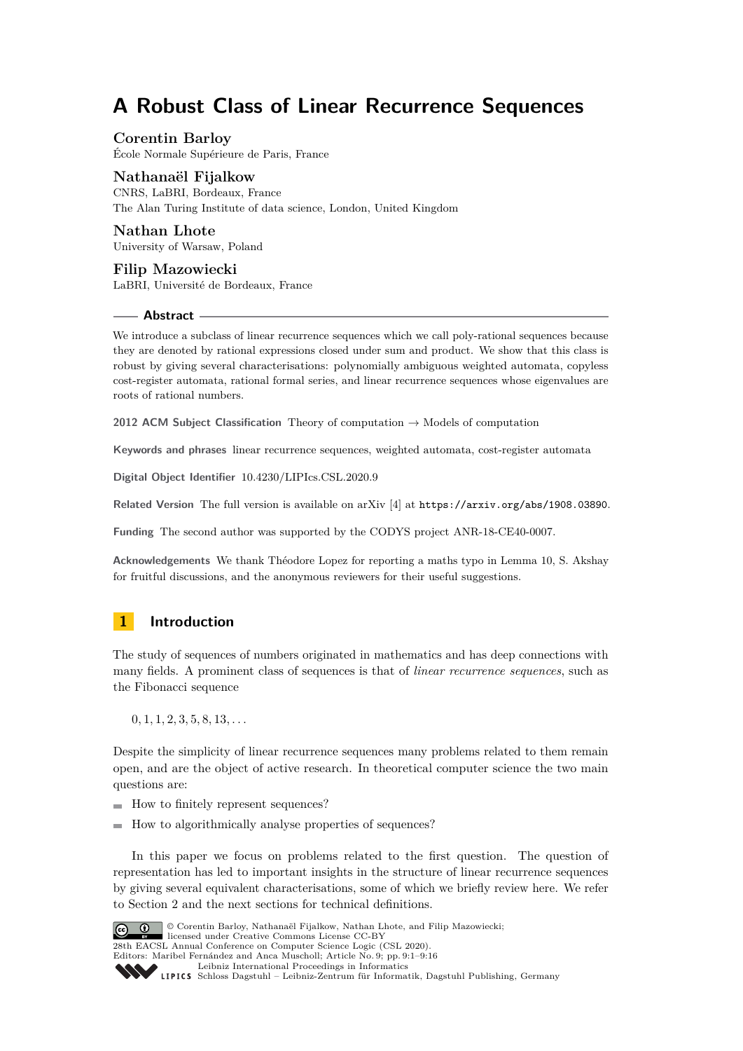# A Robust Class of Linear Recurrence Sequences

**Corentin Barloy**
École Normale Supérieure de Paris, France

**Nathanaël Fijalkow**
CNRS, LaBRI, Bordeaux, France
The Alan Turing Institute of data science, London, United Kingdom

**Nathan Lhote**
University of Warsaw, Poland

**Filip Mazowiecki**
LaBRI, Université de Bordeaux, France

## Abstract

We introduce a subclass of linear recurrence sequences which we call poly-rational sequences because they are denoted by rational expressions closed under sum and product. We show that this class is robust by giving several characterisations: polynomially ambiguous weighted automata, copyless cost-register automata, rational formal series, and linear recurrence sequences whose eigenvalues are roots of rational numbers.

**2012 ACM Subject Classification** Theory of computation → Models of computation

**Keywords and phrases** linear recurrence sequences, weighted automata, cost-register automata

**Digital Object Identifier** 10.4230/LIPIcs.CSL.2020.9

**Related Version** The full version is available on arXiv [4] at https://arxiv.org/abs/1908.03890.

**Funding** The second author was supported by the CODYS project ANR-18-CE40-0007.

**Acknowledgements** We thank Théodore Lopez for reporting a maths typo in Lemma 10, S. Akshay for fruitful discussions, and the anonymous reviewers for their useful suggestions.

## 1 Introduction

The study of sequences of numbers originated in mathematics and has deep connections with many fields. A prominent class of sequences is that of *linear recurrence sequences*, such as the Fibonacci sequence

$$0, 1, 1, 2, 3, 5, 8, 13, \ldots$$

Despite the simplicity of linear recurrence sequences many problems related to them remain open, and are the object of active research. In theoretical computer science the two main questions are:

- How to finitely represent sequences?
- How to algorithmically analyse properties of sequences?

In this paper we focus on problems related to the first question. The question of representation has led to important insights in the structure of linear recurrence sequences by giving several equivalent characterisations, some of which we briefly review here. We refer to Section 2 and the next sections for technical definitions.

© Corentin Barloy, Nathanaël Fijalkow, Nathan Lhote, and Filip Mazowiecki; licensed under Creative Commons License CC-BY
28th EACSL Annual Conference on Computer Science Logic (CSL 2020).
Editors: Maribel Fernández and Anca Muscholl; Article No. 9; pp. 9:1–9:16
Leibniz International Proceedings in Informatics
Schloss Dagstuhl – Leibniz-Zentrum für Informatik, Dagstuhl Publishing, Germany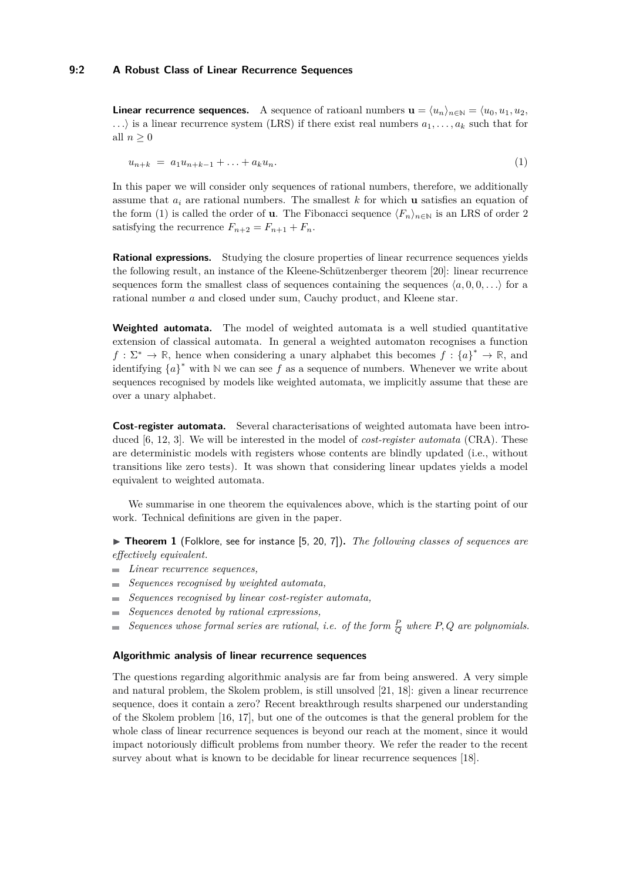**Linear recurrence sequences.** A sequence of ratioanl numbers $\mathbf{u} = \langle u_n \rangle_{n\in\mathbb{N}} = \langle u_0, u_1, u_2, \ldots \rangle$ is a linear recurrence system (LRS) if there exist real numbers $a_1, \ldots, a_k$ such that for all $n \geq 0$

$$u_{n+k} \ = \ a_1 u_{n+k-1} + \ldots + a_k u_n. \tag{1}$$

In this paper we will consider only sequences of rational numbers, therefore, we additionally assume that $a_i$ are rational numbers. The smallest $k$ for which $\mathbf{u}$ satisfies an equation of the form (1) is called the order of $\mathbf{u}$. The Fibonacci sequence $\langle F_n \rangle_{n\in\mathbb{N}}$ is an LRS of order 2 satisfying the recurrence $F_{n+2} = F_{n+1} + F_n$.

**Rational expressions.** Studying the closure properties of linear recurrence sequences yields the following result, an instance of the Kleene-Schützenberger theorem [20]: linear recurrence sequences form the smallest class of sequences containing the sequences $\langle a, 0, 0, \ldots \rangle$ for a rational number $a$ and closed under sum, Cauchy product, and Kleene star.

**Weighted automata.** The model of weighted automata is a well studied quantitative extension of classical automata. In general a weighted automaton recognises a function $f : \Sigma^* \to \mathbb{R}$, hence when considering a unary alphabet this becomes $f : \{a\}^* \to \mathbb{R}$, and identifying $\{a\}^*$ with $\mathbb{N}$ we can see $f$ as a sequence of numbers. Whenever we write about sequences recognised by models like weighted automata, we implicitly assume that these are over a unary alphabet.

**Cost-register automata.** Several characterisations of weighted automata have been introduced [6, 12, 3]. We will be interested in the model of *cost-register automata* (CRA). These are deterministic models with registers whose contents are blindly updated (i.e., without transitions like zero tests). It was shown that considering linear updates yields a model equivalent to weighted automata.

We summarise in one theorem the equivalences above, which is the starting point of our work. Technical definitions are given in the paper.

▶ **Theorem 1** (Folklore, see for instance [5, 20, 7])**.** *The following classes of sequences are effectively equivalent.*

- *Linear recurrence sequences,*
- *Sequences recognised by weighted automata,*
- *Sequences recognised by linear cost-register automata,*
- *Sequences denoted by rational expressions,*
- *Sequences whose formal series are rational, i.e. of the form $\frac{P}{Q}$ where $P, Q$ are polynomials.*

### Algorithmic analysis of linear recurrence sequences

The questions regarding algorithmic analysis are far from being answered. A very simple and natural problem, the Skolem problem, is still unsolved [21, 18]: given a linear recurrence sequence, does it contain a zero? Recent breakthrough results sharpened our understanding of the Skolem problem [16, 17], but one of the outcomes is that the general problem for the whole class of linear recurrence sequences is beyond our reach at the moment, since it would impact notoriously difficult problems from number theory. We refer the reader to the recent survey about what is known to be decidable for linear recurrence sequences [18].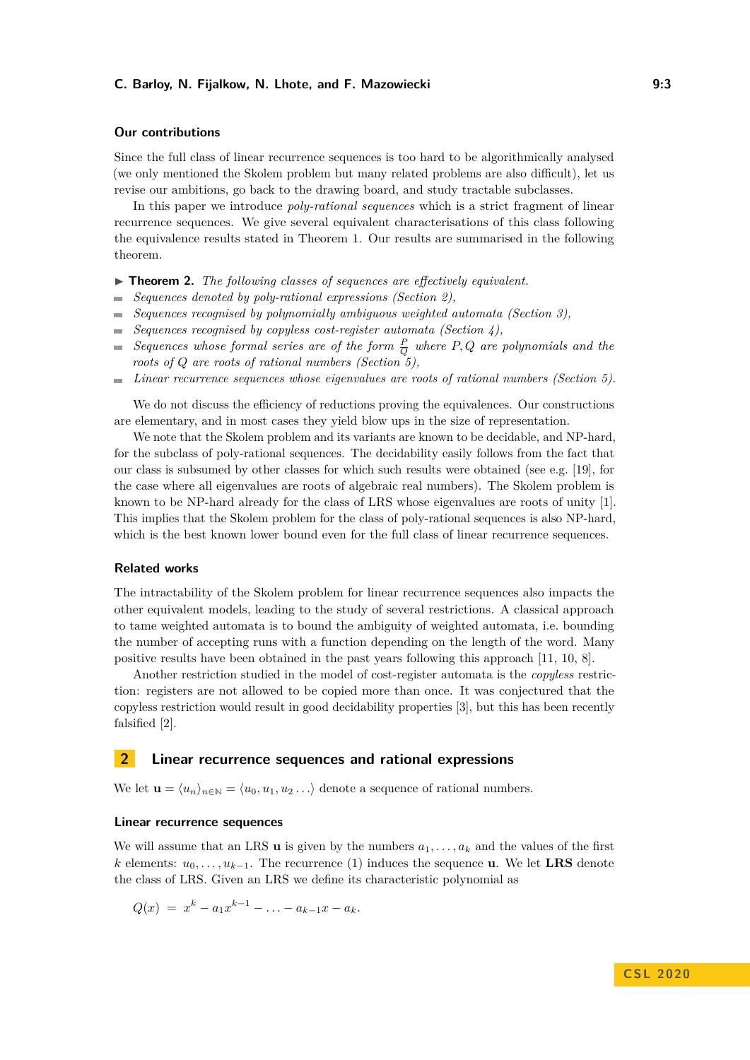### Our contributions

Since the full class of linear recurrence sequences is too hard to be algorithmically analysed (we only mentioned the Skolem problem but many related problems are also difficult), let us revise our ambitions, go back to the drawing board, and study tractable subclasses.

In this paper we introduce *poly-rational sequences* which is a strict fragment of linear recurrence sequences. We give several equivalent characterisations of this class following the equivalence results stated in Theorem 1. Our results are summarised in the following theorem.

▶ **Theorem 2.** *The following classes of sequences are effectively equivalent.*

- *Sequences denoted by poly-rational expressions (Section 2),*
- *Sequences recognised by polynomially ambiguous weighted automata (Section 3),*
- *Sequences recognised by copyless cost-register automata (Section 4),*
- *Sequences whose formal series are of the form $\frac{P}{Q}$ where $P, Q$ are polynomials and the roots of $Q$ are roots of rational numbers (Section 5),*
- *Linear recurrence sequences whose eigenvalues are roots of rational numbers (Section 5).*

We do not discuss the efficiency of reductions proving the equivalences. Our constructions are elementary, and in most cases they yield blow ups in the size of representation.

We note that the Skolem problem and its variants are known to be decidable, and NP-hard, for the subclass of poly-rational sequences. The decidability easily follows from the fact that our class is subsumed by other classes for which such results were obtained (see e.g. [19], for the case where all eigenvalues are roots of algebraic real numbers). The Skolem problem is known to be NP-hard already for the class of LRS whose eigenvalues are roots of unity [1]. This implies that the Skolem problem for the class of poly-rational sequences is also NP-hard, which is the best known lower bound even for the full class of linear recurrence sequences.

### Related works

The intractability of the Skolem problem for linear recurrence sequences also impacts the other equivalent models, leading to the study of several restrictions. A classical approach to tame weighted automata is to bound the ambiguity of weighted automata, i.e. bounding the number of accepting runs with a function depending on the length of the word. Many positive results have been obtained in the past years following this approach [11, 10, 8].

Another restriction studied in the model of cost-register automata is the *copyless* restriction: registers are not allowed to be copied more than once. It was conjectured that the copyless restriction would result in good decidability properties [3], but this has been recently falsified [2].

## 2 Linear recurrence sequences and rational expressions

We let $\mathbf{u} = \langle u_n \rangle_{n \in \mathbb{N}} = \langle u_0, u_1, u_2 \ldots \rangle$ denote a sequence of rational numbers.

### Linear recurrence sequences

We will assume that an LRS $\mathbf{u}$ is given by the numbers $a_1, \ldots, a_k$ and the values of the first $k$ elements: $u_0, \ldots, u_{k-1}$. The recurrence (1) induces the sequence $\mathbf{u}$. We let **LRS** denote the class of LRS. Given an LRS we define its characteristic polynomial as

$$Q(x) \;=\; x^k - a_1 x^{k-1} - \ldots - a_{k-1} x - a_k.$$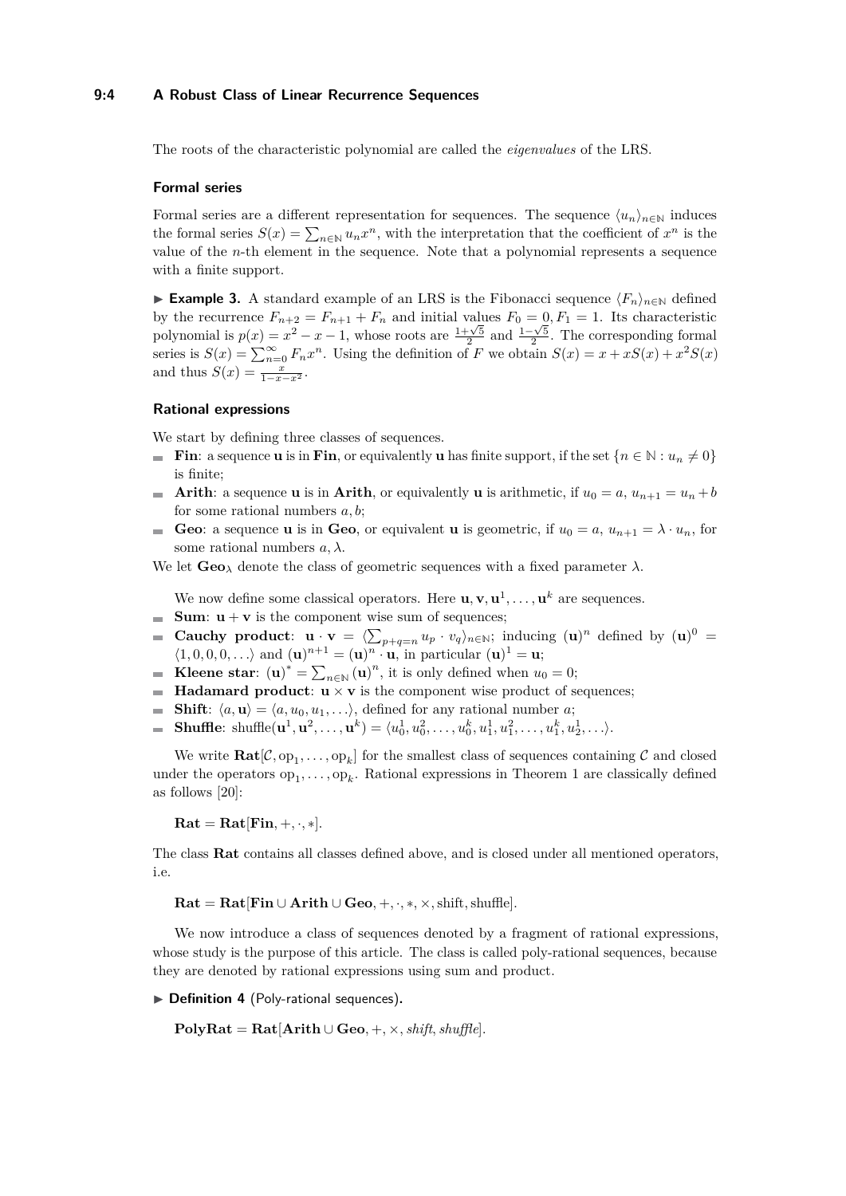The roots of the characteristic polynomial are called the *eigenvalues* of the LRS.

### Formal series

Formal series are a different representation for sequences. The sequence $\langle u_n \rangle_{n\in\mathbb{N}}$ induces the formal series $S(x) = \sum_{n\in\mathbb{N}} u_n x^n$, with the interpretation that the coefficient of $x^n$ is the value of the $n$-th element in the sequence. Note that a polynomial represents a sequence with a finite support.

▶ **Example 3.** A standard example of an LRS is the Fibonacci sequence $\langle F_n \rangle_{n\in\mathbb{N}}$ defined by the recurrence $F_{n+2} = F_{n+1} + F_n$ and initial values $F_0 = 0, F_1 = 1$. Its characteristic polynomial is $p(x) = x^2 - x - 1$, whose roots are $\frac{1+\sqrt{5}}{2}$ and $\frac{1-\sqrt{5}}{2}$. The corresponding formal series is $S(x) = \sum_{n=0}^{\infty} F_n x^n$. Using the definition of $F$ we obtain $S(x) = x + xS(x) + x^2 S(x)$ and thus $S(x) = \frac{x}{1-x-x^2}$.

### Rational expressions

We start by defining three classes of sequences.

- **Fin**: a sequence $\mathbf{u}$ is in **Fin**, or equivalently $\mathbf{u}$ has finite support, if the set $\{n \in \mathbb{N} : u_n \neq 0\}$ is finite;
- **Arith**: a sequence $\mathbf{u}$ is in **Arith**, or equivalently $\mathbf{u}$ is arithmetic, if $u_0 = a$, $u_{n+1} = u_n + b$ for some rational numbers $a, b$;
- **Geo**: a sequence $\mathbf{u}$ is in **Geo**, or equivalent $\mathbf{u}$ is geometric, if $u_0 = a$, $u_{n+1} = \lambda \cdot u_n$, for some rational numbers $a, \lambda$.

We let $\mathbf{Geo}_\lambda$ denote the class of geometric sequences with a fixed parameter $\lambda$.

We now define some classical operators. Here $\mathbf{u}, \mathbf{v}, \mathbf{u}^1, \ldots, \mathbf{u}^k$ are sequences.

- **Sum**: $\mathbf{u} + \mathbf{v}$ is the component wise sum of sequences;
- **Cauchy product**: $\mathbf{u} \cdot \mathbf{v} = \langle \sum_{p+q=n} u_p \cdot v_q \rangle_{n\in\mathbb{N}}$; inducing $(\mathbf{u})^n$ defined by $(\mathbf{u})^0 = \langle 1, 0, 0, 0, \ldots \rangle$ and $(\mathbf{u})^{n+1} = (\mathbf{u})^n \cdot \mathbf{u}$, in particular $(\mathbf{u})^1 = \mathbf{u}$;
- **Kleene star**: $(\mathbf{u})^* = \sum_{n\in\mathbb{N}} (\mathbf{u})^n$, it is only defined when $u_0 = 0$;
- **Hadamard product**: $\mathbf{u} \times \mathbf{v}$ is the component wise product of sequences;
- **Shift**: $\langle a, \mathbf{u} \rangle = \langle a, u_0, u_1, \ldots \rangle$, defined for any rational number $a$;
- **Shuffle**: $\text{shuffle}(\mathbf{u}^1, \mathbf{u}^2, \ldots, \mathbf{u}^k) = \langle u_0^1, u_0^2, \ldots, u_0^k, u_1^1, u_1^2, \ldots, u_1^k, u_2^1, \ldots \rangle$.

We write $\mathbf{Rat}[\mathcal{C}, \text{op}_1, \ldots, \text{op}_k]$ for the smallest class of sequences containing $\mathcal{C}$ and closed under the operators $\text{op}_1, \ldots, \text{op}_k$. Rational expressions in Theorem 1 are classically defined as follows [20]:

$$\mathbf{Rat} = \mathbf{Rat}[\mathbf{Fin}, +, \cdot, *].$$

The class **Rat** contains all classes defined above, and is closed under all mentioned operators, i.e.

$$\mathbf{Rat} = \mathbf{Rat}[\mathbf{Fin} \cup \mathbf{Arith} \cup \mathbf{Geo}, +, \cdot, *, \times, \text{shift}, \text{shuffle}].$$

We now introduce a class of sequences denoted by a fragment of rational expressions, whose study is the purpose of this article. The class is called poly-rational sequences, because they are denoted by rational expressions using sum and product.

▶ **Definition 4** (Poly-rational sequences)**.**

$$\mathbf{PolyRat} = \mathbf{Rat}[\mathbf{Arith} \cup \mathbf{Geo}, +, \times, \textit{shift}, \textit{shuffle}].$$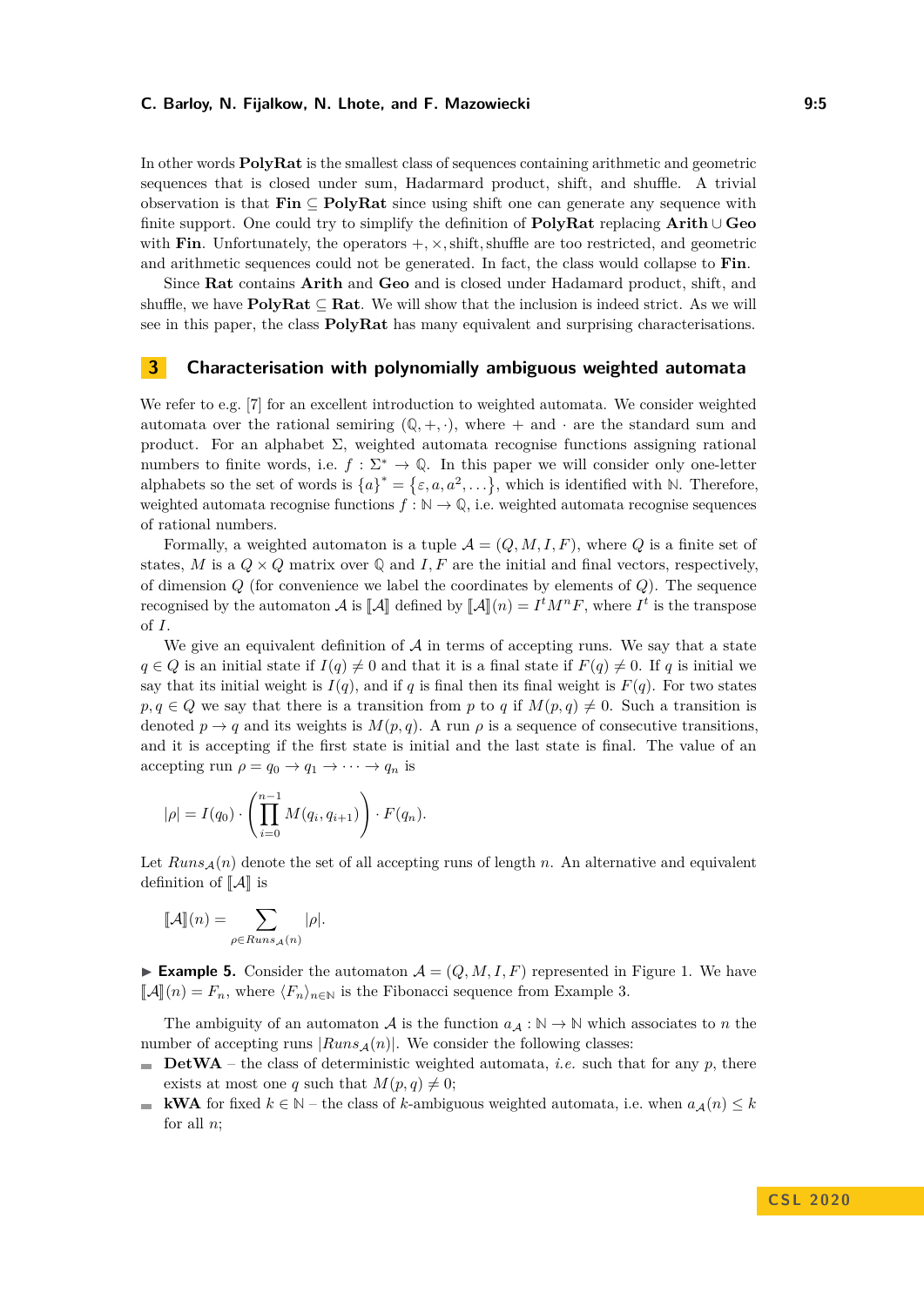In other words **PolyRat** is the smallest class of sequences containing arithmetic and geometric sequences that is closed under sum, Hadarmard product, shift, and shuffle. A trivial observation is that $\mathbf{Fin} \subseteq \mathbf{PolyRat}$ since using shift one can generate any sequence with finite support. One could try to simplify the definition of **PolyRat** replacing $\mathbf{Arith} \cup \mathbf{Geo}$ with **Fin**. Unfortunately, the operators $+, \times, \text{shift}, \text{shuffle}$ are too restricted, and geometric and arithmetic sequences could not be generated. In fact, the class would collapse to **Fin**.

Since **Rat** contains **Arith** and **Geo** and is closed under Hadamard product, shift, and shuffle, we have $\mathbf{PolyRat} \subseteq \mathbf{Rat}$. We will show that the inclusion is indeed strict. As we will see in this paper, the class **PolyRat** has many equivalent and surprising characterisations.

## 3 Characterisation with polynomially ambiguous weighted automata

We refer to e.g. [7] for an excellent introduction to weighted automata. We consider weighted automata over the rational semiring $(\mathbb{Q}, +, \cdot)$, where $+$ and $\cdot$ are the standard sum and product. For an alphabet $\Sigma$, weighted automata recognise functions assigning rational numbers to finite words, i.e. $f : \Sigma^* \to \mathbb{Q}$. In this paper we will consider only one-letter alphabets so the set of words is $\{a\}^* = \{\varepsilon, a, a^2, \dots\}$, which is identified with $\mathbb{N}$. Therefore, weighted automata recognise functions $f : \mathbb{N} \to \mathbb{Q}$, i.e. weighted automata recognise sequences of rational numbers.

Formally, a weighted automaton is a tuple $\mathcal{A} = (Q, M, I, F)$, where $Q$ is a finite set of states, $M$ is a $Q \times Q$ matrix over $\mathbb{Q}$ and $I, F$ are the initial and final vectors, respectively, of dimension $Q$ (for convenience we label the coordinates by elements of $Q$). The sequence recognised by the automaton $\mathcal{A}$ is $[\![\mathcal{A}]\!]$ defined by $[\![\mathcal{A}]\!](n) = I^t M^n F$, where $I^t$ is the transpose of $I$.

We give an equivalent definition of $\mathcal{A}$ in terms of accepting runs. We say that a state $q \in Q$ is an initial state if $I(q) \neq 0$ and that it is a final state if $F(q) \neq 0$. If $q$ is initial we say that its initial weight is $I(q)$, and if $q$ is final then its final weight is $F(q)$. For two states $p, q \in Q$ we say that there is a transition from $p$ to $q$ if $M(p, q) \neq 0$. Such a transition is denoted $p \to q$ and its weights is $M(p, q)$. A run $\rho$ is a sequence of consecutive transitions, and it is accepting if the first state is initial and the last state is final. The value of an accepting run $\rho = q_0 \to q_1 \to \dots \to q_n$ is

$$|\rho| = I(q_0) \cdot \left( \prod_{i=0}^{n-1} M(q_i, q_{i+1}) \right) \cdot F(q_n).$$

Let $\mathit{Runs}_{\mathcal{A}}(n)$ denote the set of all accepting runs of length $n$. An alternative and equivalent definition of $[\![\mathcal{A}]\!]$ is

$$[\![\mathcal{A}]\!](n) = \sum_{\rho \in \mathit{Runs}_{\mathcal{A}}(n)} |\rho|.$$

► **Example 5.** Consider the automaton $\mathcal{A} = (Q, M, I, F)$ represented in Figure 1. We have $[\![\mathcal{A}]\!](n) = F_n$, where $\langle F_n \rangle_{n \in \mathbb{N}}$ is the Fibonacci sequence from Example 3.

The ambiguity of an automaton $\mathcal{A}$ is the function $a_{\mathcal{A}} : \mathbb{N} \to \mathbb{N}$ which associates to $n$ the number of accepting runs $|\mathit{Runs}_{\mathcal{A}}(n)|$. We consider the following classes:

- **DetWA** – the class of deterministic weighted automata, *i.e.* such that for any $p$, there exists at most one $q$ such that $M(p, q) \neq 0$;
- **kWA** for fixed $k \in \mathbb{N}$ – the class of $k$-ambiguous weighted automata, i.e. when $a_{\mathcal{A}}(n) \leq k$ for all $n$;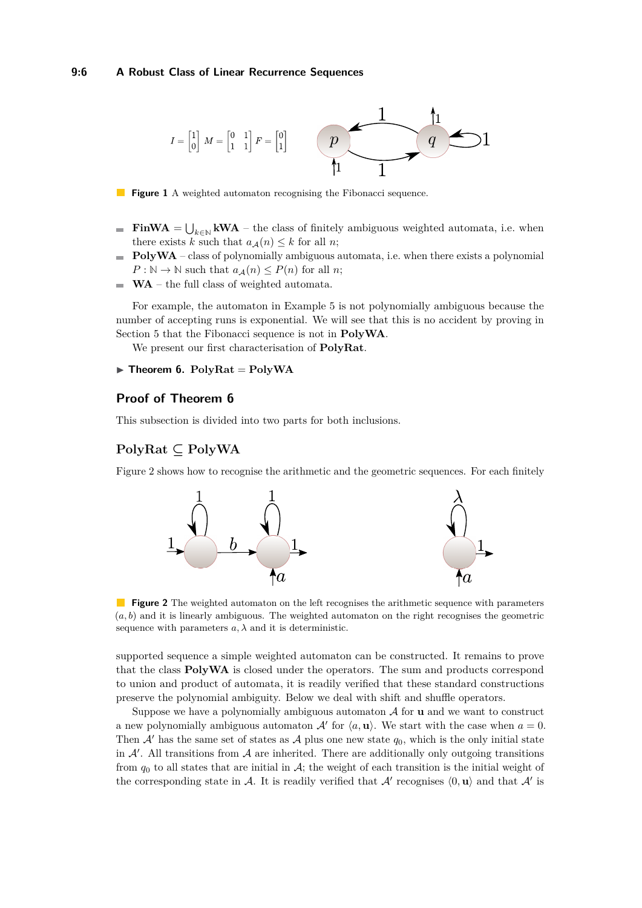$$I = \begin{bmatrix}1\\0\end{bmatrix} \; M = \begin{bmatrix}0 & 1\\1 & 1\end{bmatrix} \; F = \begin{bmatrix}0\\1\end{bmatrix}$$

**Figure 1** A weighted automaton recognising the Fibonacci sequence.

- **FinWA** $= \bigcup_{k\in\mathbb{N}} \mathbf{kWA}$ – the class of finitely ambiguous weighted automata, i.e. when there exists $k$ such that $a_{\mathcal{A}}(n) \le k$ for all $n$;
- **PolyWA** – class of polynomially ambiguous automata, i.e. when there exists a polynomial $P : \mathbb{N} \to \mathbb{N}$ such that $a_{\mathcal{A}}(n) \le P(n)$ for all $n$;
- **WA** – the full class of weighted automata.

For example, the automaton in Example 5 is not polynomially ambiguous because the number of accepting runs is exponential. We will see that this is no accident by proving in Section 5 that the Fibonacci sequence is not in **PolyWA**.

We present our first characterisation of **PolyRat**.

▶ **Theorem 6. PolyRat = PolyWA**

## Proof of Theorem 6

This subsection is divided into two parts for both inclusions.

## PolyRat ⊆ PolyWA

Figure 2 shows how to recognise the arithmetic and the geometric sequences. For each finitely supported sequence a simple weighted automaton can be constructed. It remains to prove that the class **PolyWA** is closed under the operators. The sum and products correspond to union and product of automata, it is readily verified that these standard constructions preserve the polynomial ambiguity. Below we deal with shift and shuffle operators.

**Figure 2** The weighted automaton on the left recognises the arithmetic sequence with parameters $(a, b)$ and it is linearly ambiguous. The weighted automaton on the right recognises the geometric sequence with parameters $a, \lambda$ and it is deterministic.

Suppose we have a polynomially ambiguous automaton $\mathcal{A}$ for $\mathbf{u}$ and we want to construct a new polynomially ambiguous automaton $\mathcal{A}'$ for $\langle a, \mathbf{u}\rangle$. We start with the case when $a = 0$. Then $\mathcal{A}'$ has the same set of states as $\mathcal{A}$ plus one new state $q_0$, which is the only initial state in $\mathcal{A}'$. All transitions from $\mathcal{A}$ are inherited. There are additionally only outgoing transitions from $q_0$ to all states that are initial in $\mathcal{A}$; the weight of each transition is the initial weight of the corresponding state in $\mathcal{A}$. It is readily verified that $\mathcal{A}'$ recognises $\langle 0, \mathbf{u}\rangle$ and that $\mathcal{A}'$ is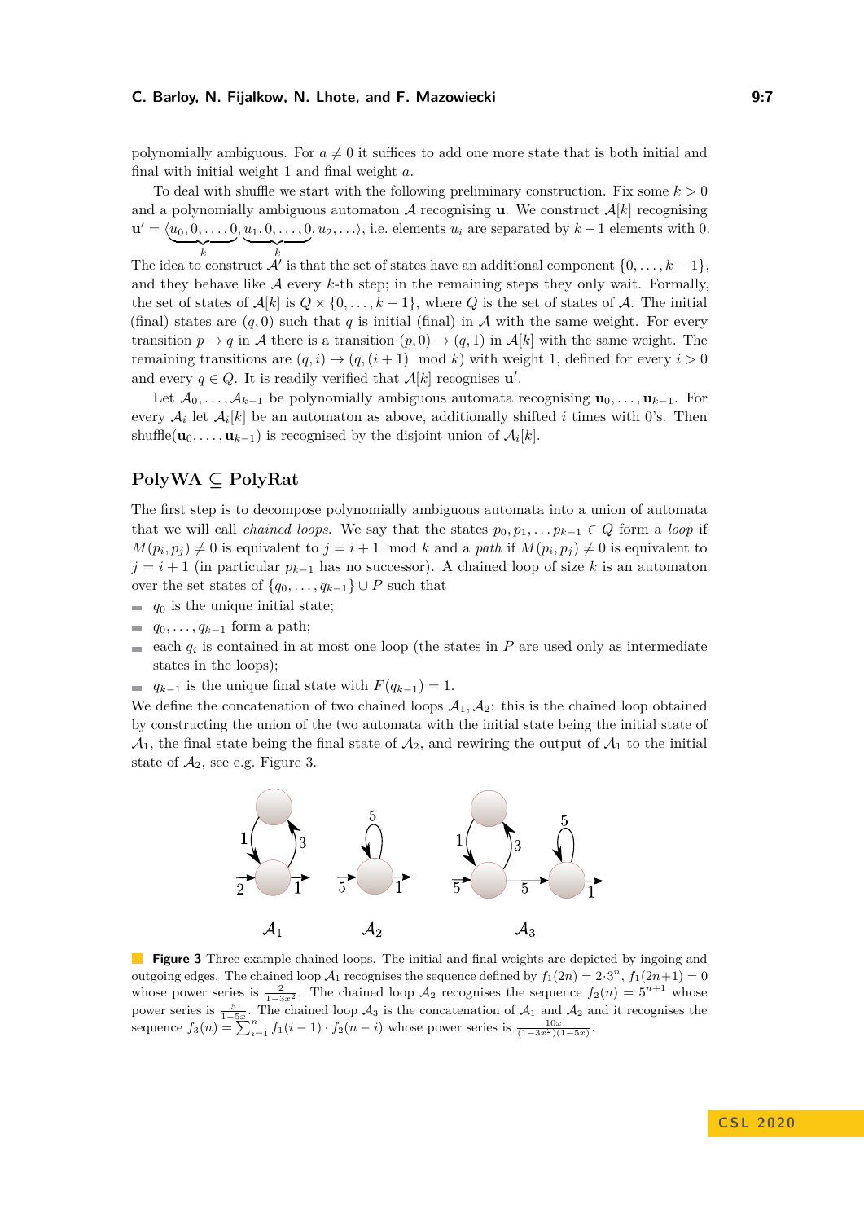polynomially ambiguous. For $a \neq 0$ it suffices to add one more state that is both initial and final with initial weight 1 and final weight $a$.

To deal with shuffle we start with the following preliminary construction. Fix some $k > 0$ and a polynomially ambiguous automaton $\mathcal{A}$ recognising $\mathbf{u}$. We construct $\mathcal{A}[k]$ recognising $\mathbf{u}' = \langle \underbrace{u_0, 0, \ldots, 0}_{k}, \underbrace{u_1, 0, \ldots, 0}_{k}, u_2, \ldots \rangle$, i.e. elements $u_i$ are separated by $k-1$ elements with 0. The idea to construct $\mathcal{A}'$ is that the set of states have an additional component $\{0, \ldots, k-1\}$, and they behave like $\mathcal{A}$ every $k$-th step; in the remaining steps they only wait. Formally, the set of states of $\mathcal{A}[k]$ is $Q \times \{0, \ldots, k-1\}$, where $Q$ is the set of states of $\mathcal{A}$. The initial (final) states are $(q, 0)$ such that $q$ is initial (final) in $\mathcal{A}$ with the same weight. For every transition $p \to q$ in $\mathcal{A}$ there is a transition $(p, 0) \to (q, 1)$ in $\mathcal{A}[k]$ with the same weight. The remaining transitions are $(q, i) \to (q, (i+1) \mod k)$ with weight 1, defined for every $i > 0$ and every $q \in Q$. It is readily verified that $\mathcal{A}[k]$ recognises $\mathbf{u}'$.

Let $\mathcal{A}_0, \ldots, \mathcal{A}_{k-1}$ be polynomially ambiguous automata recognising $\mathbf{u}_0, \ldots, \mathbf{u}_{k-1}$. For every $\mathcal{A}_i$ let $\mathcal{A}_i[k]$ be an automaton as above, additionally shifted $i$ times with 0's. Then $\text{shuffle}(\mathbf{u}_0, \ldots, \mathbf{u}_{k-1})$ is recognised by the disjoint union of $\mathcal{A}_i[k]$.

## PolyWA $\subseteq$ PolyRat

The first step is to decompose polynomially ambiguous automata into a union of automata that we will call *chained loops*. We say that the states $p_0, p_1, \ldots p_{k-1} \in Q$ form a *loop* if $M(p_i, p_j) \neq 0$ is equivalent to $j = i + 1 \mod k$ and a *path* if $M(p_i, p_j) \neq 0$ is equivalent to $j = i + 1$ (in particular $p_{k-1}$ has no successor). A chained loop of size $k$ is an automaton over the set states of $\{q_0, \ldots, q_{k-1}\} \cup P$ such that

- $q_0$ is the unique initial state;
- $q_0, \ldots, q_{k-1}$ form a path;
- each $q_i$ is contained in at most one loop (the states in $P$ are used only as intermediate states in the loops);
- $q_{k-1}$ is the unique final state with $F(q_{k-1}) = 1$.

We define the concatenation of two chained loops $\mathcal{A}_1, \mathcal{A}_2$: this is the chained loop obtained by constructing the union of the two automata with the initial state being the initial state of $\mathcal{A}_1$, the final state being the final state of $\mathcal{A}_2$, and rewiring the output of $\mathcal{A}_1$ to the initial state of $\mathcal{A}_2$, see e.g. Figure 3.

**Figure 3** Three example chained loops. The initial and final weights are depicted by ingoing and outgoing edges. The chained loop $\mathcal{A}_1$ recognises the sequence defined by $f_1(2n) = 2 \cdot 3^n$, $f_1(2n+1) = 0$ whose power series is $\frac{2}{1-3x^2}$. The chained loop $\mathcal{A}_2$ recognises the sequence $f_2(n) = 5^{n+1}$ whose power series is $\frac{5}{1-5x}$. The chained loop $\mathcal{A}_3$ is the concatenation of $\mathcal{A}_1$ and $\mathcal{A}_2$ and it recognises the sequence $f_3(n) = \sum_{i=1}^{n} f_1(i-1) \cdot f_2(n-i)$ whose power series is $\frac{10x}{(1-3x^2)(1-5x)}$.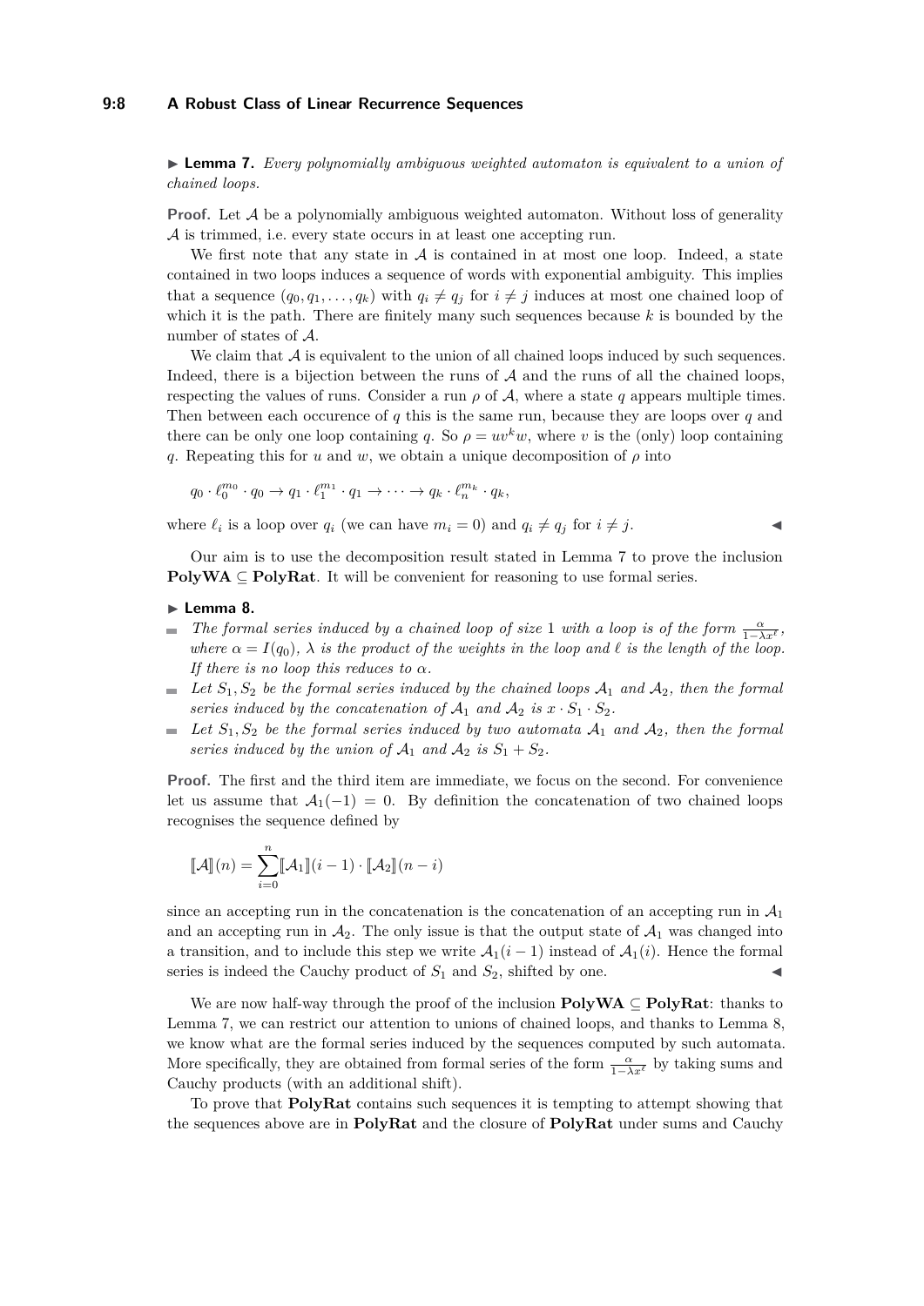▶ **Lemma 7.** *Every polynomially ambiguous weighted automaton is equivalent to a union of chained loops.*

**Proof.** Let $\mathcal{A}$ be a polynomially ambiguous weighted automaton. Without loss of generality $\mathcal{A}$ is trimmed, i.e. every state occurs in at least one accepting run.

We first note that any state in $\mathcal{A}$ is contained in at most one loop. Indeed, a state contained in two loops induces a sequence of words with exponential ambiguity. This implies that a sequence $(q_0, q_1, \dots, q_k)$ with $q_i \neq q_j$ for $i \neq j$ induces at most one chained loop of which it is the path. There are finitely many such sequences because $k$ is bounded by the number of states of $\mathcal{A}$.

We claim that $\mathcal{A}$ is equivalent to the union of all chained loops induced by such sequences. Indeed, there is a bijection between the runs of $\mathcal{A}$ and the runs of all the chained loops, respecting the values of runs. Consider a run $\rho$ of $\mathcal{A}$, where a state $q$ appears multiple times. Then between each occurence of $q$ this is the same run, because they are loops over $q$ and there can be only one loop containing $q$. So $\rho = uv^k w$, where $v$ is the (only) loop containing $q$. Repeating this for $u$ and $w$, we obtain a unique decomposition of $\rho$ into

$$q_0 \cdot \ell_0^{m_0} \cdot q_0 \to q_1 \cdot \ell_1^{m_1} \cdot q_1 \to \cdots \to q_k \cdot \ell_n^{m_k} \cdot q_k,$$

where $\ell_i$ is a loop over $q_i$ (we can have $m_i = 0$) and $q_i \neq q_j$ for $i \neq j$. ◀

Our aim is to use the decomposition result stated in Lemma 7 to prove the inclusion **PolyWA** $\subseteq$ **PolyRat**. It will be convenient for reasoning to use formal series.

▶ **Lemma 8.**

- *The formal series induced by a chained loop of size* 1 *with a loop is of the form* $\frac{\alpha}{1-\lambda x^\ell}$*, where* $\alpha = I(q_0)$*,* $\lambda$ *is the product of the weights in the loop and* $\ell$ *is the length of the loop. If there is no loop this reduces to* $\alpha$*.*
- *Let* $S_1, S_2$ *be the formal series induced by the chained loops* $\mathcal{A}_1$ *and* $\mathcal{A}_2$*, then the formal series induced by the concatenation of* $\mathcal{A}_1$ *and* $\mathcal{A}_2$ *is* $x \cdot S_1 \cdot S_2$*.*
- *Let* $S_1, S_2$ *be the formal series induced by two automata* $\mathcal{A}_1$ *and* $\mathcal{A}_2$*, then the formal series induced by the union of* $\mathcal{A}_1$ *and* $\mathcal{A}_2$ *is* $S_1 + S_2$*.*

**Proof.** The first and the third item are immediate, we focus on the second. For convenience let us assume that $\mathcal{A}_1(-1) = 0$. By definition the concatenation of two chained loops recognises the sequence defined by

$$[\![\mathcal{A}]\!](n) = \sum_{i=0}^{n} [\![\mathcal{A}_1]\!](i-1) \cdot [\![\mathcal{A}_2]\!](n-i)$$

since an accepting run in the concatenation is the concatenation of an accepting run in $\mathcal{A}_1$ and an accepting run in $\mathcal{A}_2$. The only issue is that the output state of $\mathcal{A}_1$ was changed into a transition, and to include this step we write $\mathcal{A}_1(i-1)$ instead of $\mathcal{A}_1(i)$. Hence the formal series is indeed the Cauchy product of $S_1$ and $S_2$, shifted by one. ◀

We are now half-way through the proof of the inclusion **PolyWA** $\subseteq$ **PolyRat**: thanks to Lemma 7, we can restrict our attention to unions of chained loops, and thanks to Lemma 8, we know what are the formal series induced by the sequences computed by such automata. More specifically, they are obtained from formal series of the form $\frac{\alpha}{1-\lambda x^\ell}$ by taking sums and Cauchy products (with an additional shift).

To prove that **PolyRat** contains such sequences it is tempting to attempt showing that the sequences above are in **PolyRat** and the closure of **PolyRat** under sums and Cauchy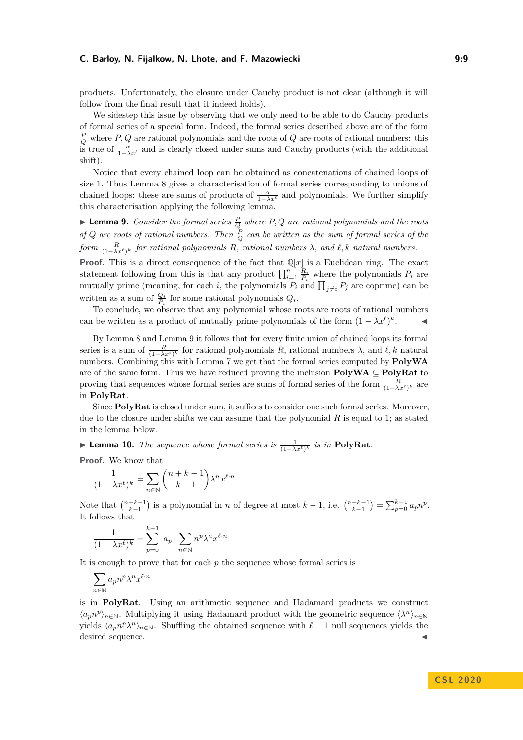products. Unfortunately, the closure under Cauchy product is not clear (although it will follow from the final result that it indeed holds).

We sidestep this issue by observing that we only need to be able to do Cauchy products of formal series of a special form. Indeed, the formal series described above are of the form $\frac{P}{Q}$ where $P, Q$ are rational polynomials and the roots of $Q$ are roots of rational numbers: this is true of $\frac{\alpha}{1-\lambda x^\ell}$ and is clearly closed under sums and Cauchy products (with the additional shift).

Notice that every chained loop can be obtained as concatenations of chained loops of size 1. Thus Lemma 8 gives a characterisation of formal series corresponding to unions of chained loops: these are sums of products of $\frac{\alpha}{1-\lambda x^\ell}$ and polynomials. We further simplify this characterisation applying the following lemma.

▶ **Lemma 9.** *Consider the formal series $\frac{P}{Q}$ where $P, Q$ are rational polynomials and the roots of $Q$ are roots of rational numbers. Then $\frac{P}{Q}$ can be written as the sum of formal series of the form $\frac{R}{(1-\lambda x^\ell)^k}$ for rational polynomials $R$, rational numbers $\lambda$, and $\ell, k$ natural numbers.*

**Proof.** This is a direct consequence of the fact that $\mathbb{Q}[x]$ is a Euclidean ring. The exact statement following from this is that any product $\prod_{i=1}^{n} \frac{R_i}{P_i}$ where the polynomials $P_i$ are mutually prime (meaning, for each $i$, the polynomials $P_i$ and $\prod_{j \neq i} P_j$ are coprime) can be written as a sum of $\frac{Q_i}{P_i}$ for some rational polynomials $Q_i$.

To conclude, we observe that any polynomial whose roots are roots of rational numbers can be written as a product of mutually prime polynomials of the form $(1 - \lambda x^\ell)^k$. ◀

By Lemma 8 and Lemma 9 it follows that for every finite union of chained loops its formal series is a sum of $\frac{R}{(1-\lambda x^\ell)^k}$ for rational polynomials $R$, rational numbers $\lambda$, and $\ell, k$ natural numbers. Combining this with Lemma 7 we get that the formal series computed by **PolyWA** are of the same form. Thus we have reduced proving the inclusion **PolyWA** $\subseteq$ **PolyRat** to proving that sequences whose formal series are sums of formal series of the form $\frac{R}{(1-\lambda x^\ell)^k}$ are in **PolyRat**.

Since **PolyRat** is closed under sum, it suffices to consider one such formal series. Moreover, due to the closure under shifts we can assume that the polynomial $R$ is equal to 1; as stated in the lemma below.

▶ **Lemma 10.** *The sequence whose formal series is $\frac{1}{(1-\lambda x^\ell)^k}$ is in* **PolyRat**.

**Proof.** We know that

$$\frac{1}{(1-\lambda x^\ell)^k} = \sum_{n \in \mathbb{N}} \binom{n+k-1}{k-1} \lambda^n x^{\ell \cdot n}.$$

Note that $\binom{n+k-1}{k-1}$ is a polynomial in $n$ of degree at most $k-1$, i.e. $\binom{n+k-1}{k-1} = \sum_{p=0}^{k-1} a_p n^p$. It follows that

$$\frac{1}{(1-\lambda x^\ell)^k} = \sum_{p=0}^{k-1} a_p \cdot \sum_{n \in \mathbb{N}} n^p \lambda^n x^{\ell \cdot n}$$

It is enough to prove that for each $p$ the sequence whose formal series is

$$\sum_{n \in \mathbb{N}} a_p n^p \lambda^n x^{\ell \cdot n}$$

is in **PolyRat**. Using an arithmetic sequence and Hadamard products we construct $\langle a_p n^p \rangle_{n \in \mathbb{N}}$. Multiplying it using Hadamard product with the geometric sequence $\langle \lambda^n \rangle_{n \in \mathbb{N}}$ yields $\langle a_p n^p \lambda^n \rangle_{n \in \mathbb{N}}$. Shuffling the obtained sequence with $\ell - 1$ null sequences yields the desired sequence. ◀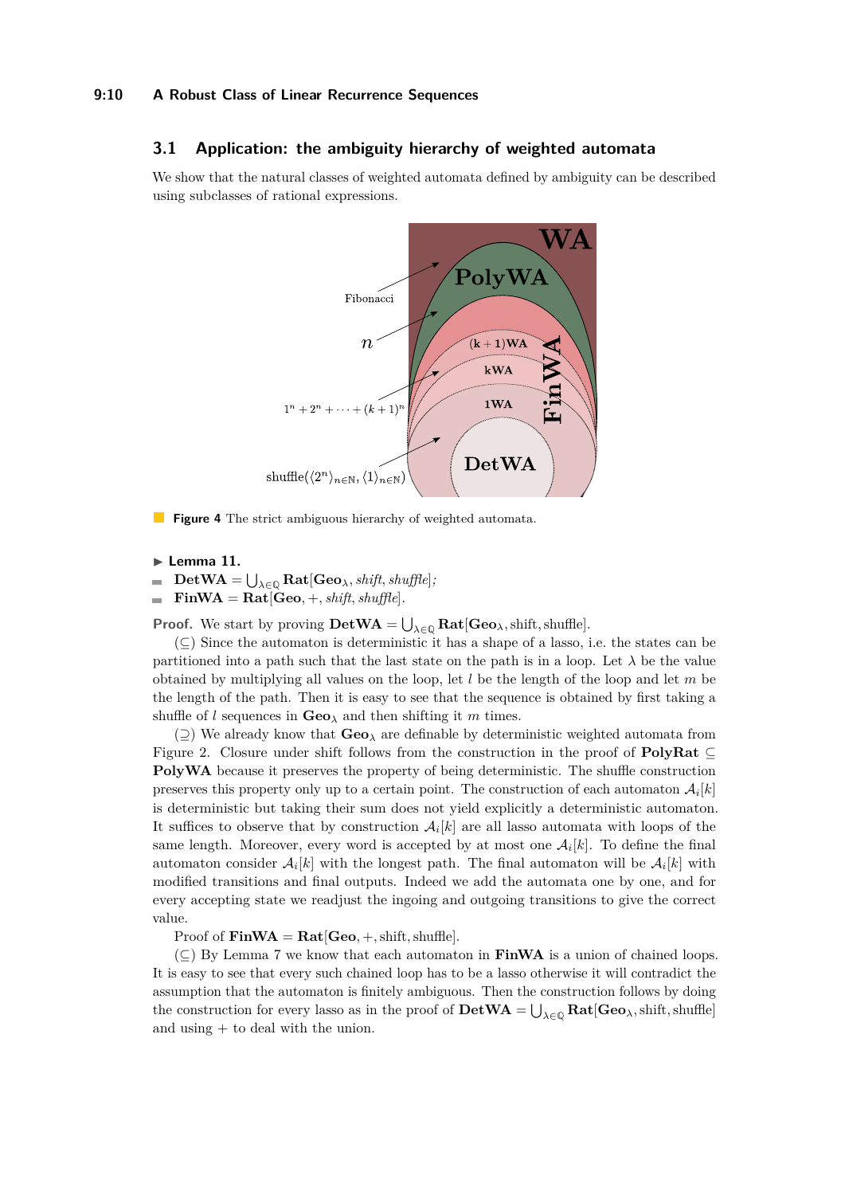## 3.1 Application: the ambiguity hierarchy of weighted automata

We show that the natural classes of weighted automata defined by ambiguity can be described using subclasses of rational expressions.

**Figure 4** The strict ambiguous hierarchy of weighted automata.

▶ **Lemma 11.**

- $\mathbf{DetWA} = \bigcup_{\lambda \in \mathbb{Q}} \mathbf{Rat}[\mathbf{Geo}_\lambda, \textit{shift}, \textit{shuffle}]$;
- $\mathbf{FinWA} = \mathbf{Rat}[\mathbf{Geo}, +, \textit{shift}, \textit{shuffle}]$.

**Proof.** We start by proving $\mathbf{DetWA} = \bigcup_{\lambda \in \mathbb{Q}} \mathbf{Rat}[\mathbf{Geo}_\lambda, \text{shift}, \text{shuffle}]$.

($\subseteq$) Since the automaton is deterministic it has a shape of a lasso, i.e. the states can be partitioned into a path such that the last state on the path is in a loop. Let $\lambda$ be the value obtained by multiplying all values on the loop, let $l$ be the length of the loop and let $m$ be the length of the path. Then it is easy to see that the sequence is obtained by first taking a shuffle of $l$ sequences in $\mathbf{Geo}_\lambda$ and then shifting it $m$ times.

($\supseteq$) We already know that $\mathbf{Geo}_\lambda$ are definable by deterministic weighted automata from Figure 2. Closure under shift follows from the construction in the proof of $\mathbf{PolyRat} \subseteq \mathbf{PolyWA}$ because it preserves the property of being deterministic. The shuffle construction preserves this property only up to a certain point. The construction of each automaton $\mathcal{A}_i[k]$ is deterministic but taking their sum does not yield explicitly a deterministic automaton. It suffices to observe that by construction $\mathcal{A}_i[k]$ are all lasso automata with loops of the same length. Moreover, every word is accepted by at most one $\mathcal{A}_i[k]$. To define the final automaton consider $\mathcal{A}_i[k]$ with the longest path. The final automaton will be $\mathcal{A}_i[k]$ with modified transitions and final outputs. Indeed we add the automata one by one, and for every accepting state we readjust the ingoing and outgoing transitions to give the correct value.

Proof of $\mathbf{FinWA} = \mathbf{Rat}[\mathbf{Geo}, +, \text{shift}, \text{shuffle}]$.

($\subseteq$) By Lemma 7 we know that each automaton in $\mathbf{FinWA}$ is a union of chained loops. It is easy to see that every such chained loop has to be a lasso otherwise it will contradict the assumption that the automaton is finitely ambiguous. Then the construction follows by doing the construction for every lasso as in the proof of $\mathbf{DetWA} = \bigcup_{\lambda \in \mathbb{Q}} \mathbf{Rat}[\mathbf{Geo}_\lambda, \text{shift}, \text{shuffle}]$ and using $+$ to deal with the union.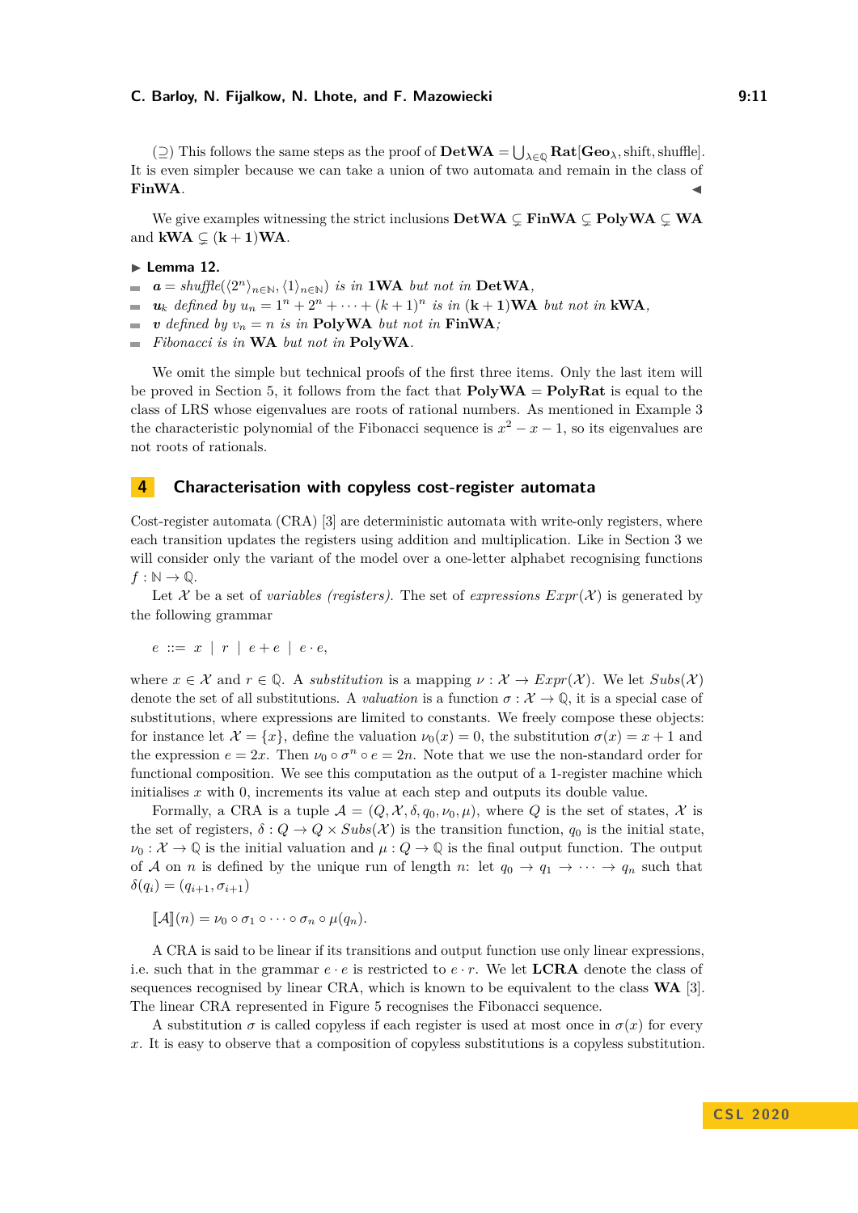(⊇) This follows the same steps as the proof of **DetWA** $= \bigcup_{\lambda \in \mathbb{Q}}$ **Rat**[**Geo**$_\lambda$, shift, shuffle]. It is even simpler because we can take a union of two automata and remain in the class of **FinWA**. ◂

We give examples witnessing the strict inclusions **DetWA** $\subsetneq$ **FinWA** $\subsetneq$ **PolyWA** $\subsetneq$ **WA** and **kWA** $\subsetneq$ **(k + 1)WA**.

▶ **Lemma 12.**

- $\boldsymbol{a} = shuffle(\langle 2^n \rangle_{n \in \mathbb{N}}, \langle 1 \rangle_{n \in \mathbb{N}})$ *is in* **1WA** *but not in* **DetWA***,*
- $\boldsymbol{u}_k$ *defined by* $u_n = 1^n + 2^n + \cdots + (k+1)^n$ *is in* **(k + 1)WA** *but not in* **kWA***,*
- $\boldsymbol{v}$ *defined by* $v_n = n$ *is in* **PolyWA** *but not in* **FinWA***;*
- *Fibonacci is in* **WA** *but not in* **PolyWA***.*

We omit the simple but technical proofs of the first three items. Only the last item will be proved in Section 5, it follows from the fact that **PolyWA** = **PolyRat** is equal to the class of LRS whose eigenvalues are roots of rational numbers. As mentioned in Example 3 the characteristic polynomial of the Fibonacci sequence is $x^2 - x - 1$, so its eigenvalues are not roots of rationals.

## 4 Characterisation with copyless cost-register automata

Cost-register automata (CRA) [3] are deterministic automata with write-only registers, where each transition updates the registers using addition and multiplication. Like in Section 3 we will consider only the variant of the model over a one-letter alphabet recognising functions $f : \mathbb{N} \to \mathbb{Q}$.

Let $\mathcal{X}$ be a set of *variables (registers)*. The set of *expressions* $Expr(\mathcal{X})$ is generated by the following grammar

$$e ::= x \mid r \mid e + e \mid e \cdot e,$$

where $x \in \mathcal{X}$ and $r \in \mathbb{Q}$. A *substitution* is a mapping $\nu : \mathcal{X} \to Expr(\mathcal{X})$. We let $Subs(\mathcal{X})$ denote the set of all substitutions. A *valuation* is a function $\sigma : \mathcal{X} \to \mathbb{Q}$, it is a special case of substitutions, where expressions are limited to constants. We freely compose these objects: for instance let $\mathcal{X} = \{x\}$, define the valuation $\nu_0(x) = 0$, the substitution $\sigma(x) = x + 1$ and the expression $e = 2x$. Then $\nu_0 \circ \sigma^n \circ e = 2n$. Note that we use the non-standard order for functional composition. We see this computation as the output of a 1-register machine which initialises $x$ with 0, increments its value at each step and outputs its double value.

Formally, a CRA is a tuple $\mathcal{A} = (Q, \mathcal{X}, \delta, q_0, \nu_0, \mu)$, where $Q$ is the set of states, $\mathcal{X}$ is the set of registers, $\delta : Q \to Q \times Subs(\mathcal{X})$ is the transition function, $q_0$ is the initial state, $\nu_0 : \mathcal{X} \to \mathbb{Q}$ is the initial valuation and $\mu : Q \to \mathbb{Q}$ is the final output function. The output of $\mathcal{A}$ on $n$ is defined by the unique run of length $n$: let $q_0 \to q_1 \to \cdots \to q_n$ such that $\delta(q_i) = (q_{i+1}, \sigma_{i+1})$

$$[\![\mathcal{A}]\!](n) = \nu_0 \circ \sigma_1 \circ \cdots \circ \sigma_n \circ \mu(q_n).$$

A CRA is said to be linear if its transitions and output function use only linear expressions, i.e. such that in the grammar $e \cdot e$ is restricted to $e \cdot r$. We let **LCRA** denote the class of sequences recognised by linear CRA, which is known to be equivalent to the class **WA** [3]. The linear CRA represented in Figure 5 recognises the Fibonacci sequence.

A substitution $\sigma$ is called copyless if each register is used at most once in $\sigma(x)$ for every $x$. It is easy to observe that a composition of copyless substitutions is a copyless substitution.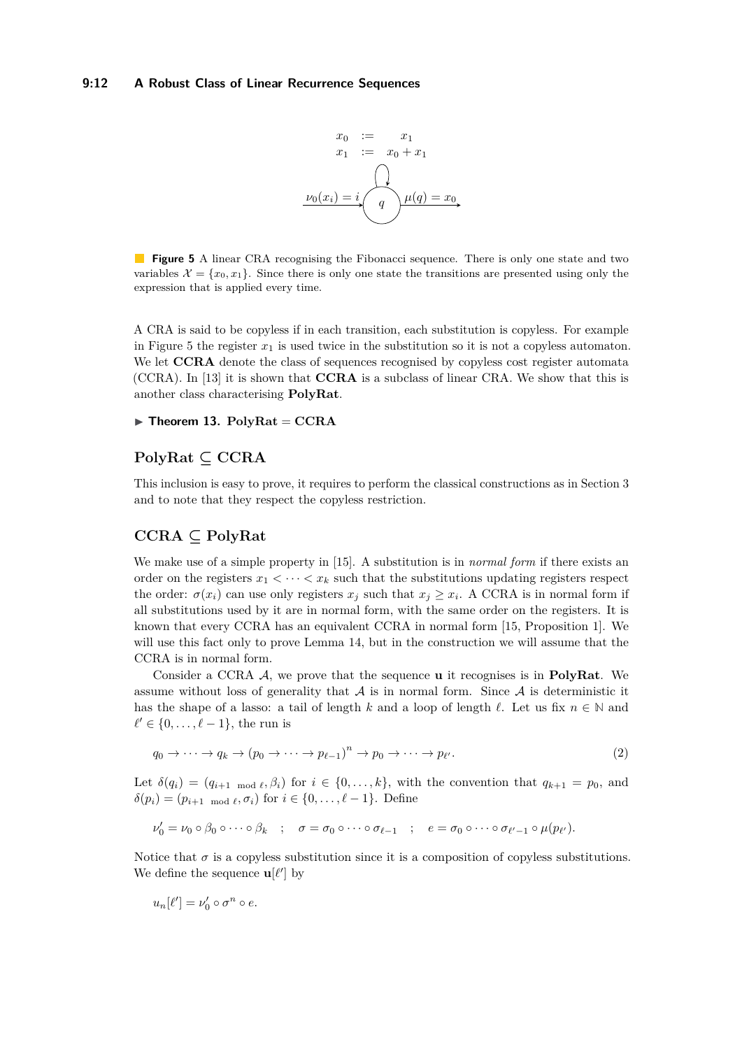$$
\begin{array}{rcl}
x_0 & := & x_1 \\
x_1 & := & x_0 + x_1
\end{array}
$$

$\nu_0(x_i) = i$ → $q$ → $\mu(q) = x_0$

**Figure 5** A linear CRA recognising the Fibonacci sequence. There is only one state and two variables $\mathcal{X} = \{x_0, x_1\}$. Since there is only one state the transitions are presented using only the expression that is applied every time.

A CRA is said to be copyless if in each transition, each substitution is copyless. For example in Figure 5 the register $x_1$ is used twice in the substitution so it is not a copyless automaton. We let **CCRA** denote the class of sequences recognised by copyless cost register automata (CCRA). In [13] it is shown that **CCRA** is a subclass of linear CRA. We show that this is another class characterising **PolyRat**.

▶ **Theorem 13.** **PolyRat** = **CCRA**

## PolyRat ⊆ CCRA

This inclusion is easy to prove, it requires to perform the classical constructions as in Section 3 and to note that they respect the copyless restriction.

## CCRA ⊆ PolyRat

We make use of a simple property in [15]. A substitution is in *normal form* if there exists an order on the registers $x_1 < \cdots < x_k$ such that the substitutions updating registers respect the order: $\sigma(x_i)$ can use only registers $x_j$ such that $x_j \geq x_i$. A CCRA is in normal form if all substitutions used by it are in normal form, with the same order on the registers. It is known that every CCRA has an equivalent CCRA in normal form [15, Proposition 1]. We will use this fact only to prove Lemma 14, but in the construction we will assume that the CCRA is in normal form.

Consider a CCRA $\mathcal{A}$, we prove that the sequence $\mathbf{u}$ it recognises is in **PolyRat**. We assume without loss of generality that $\mathcal{A}$ is in normal form. Since $\mathcal{A}$ is deterministic it has the shape of a lasso: a tail of length $k$ and a loop of length $\ell$. Let us fix $n \in \mathbb{N}$ and $\ell' \in \{0, \ldots, \ell - 1\}$, the run is

$$
q_0 \to \cdots \to q_k \to (p_0 \to \cdots \to p_{\ell-1})^n \to p_0 \to \cdots \to p_{\ell'}. \tag{2}
$$

Let $\delta(q_i) = (q_{i+1 \mod \ell}, \beta_i)$ for $i \in \{0, \ldots, k\}$, with the convention that $q_{k+1} = p_0$, and $\delta(p_i) = (p_{i+1 \mod \ell}, \sigma_i)$ for $i \in \{0, \ldots, \ell - 1\}$. Define

$$
\nu_0' = \nu_0 \circ \beta_0 \circ \cdots \circ \beta_k \quad ; \quad \sigma = \sigma_0 \circ \cdots \circ \sigma_{\ell-1} \quad ; \quad e = \sigma_0 \circ \cdots \circ \sigma_{\ell'-1} \circ \mu(p_{\ell'}).
$$

Notice that $\sigma$ is a copyless substitution since it is a composition of copyless substitutions. We define the sequence $\mathbf{u}[\ell']$ by

$$
u_n[\ell'] = \nu_0' \circ \sigma^n \circ e.
$$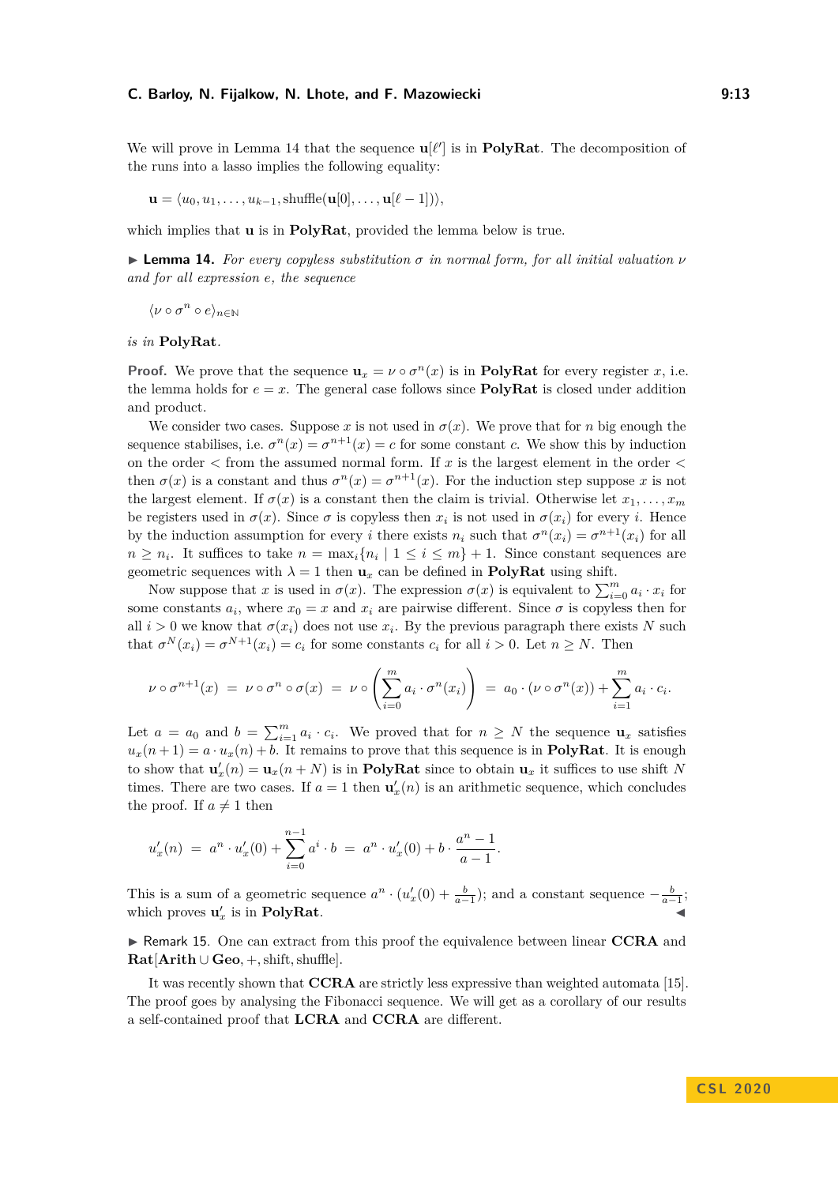We will prove in Lemma 14 that the sequence $\mathbf{u}[\ell']$ is in **PolyRat**. The decomposition of the runs into a lasso implies the following equality:

$$\mathbf{u} = \langle u_0, u_1, \ldots, u_{k-1}, \text{shuffle}(\mathbf{u}[0], \ldots, \mathbf{u}[\ell-1])\rangle,$$

which implies that $\mathbf{u}$ is in **PolyRat**, provided the lemma below is true.

▶ **Lemma 14.** *For every copyless substitution $\sigma$ in normal form, for all initial valuation $\nu$ and for all expression $e$, the sequence*

$$\langle \nu \circ \sigma^n \circ e\rangle_{n\in\mathbb{N}}$$

*is in* **PolyRat**.

**Proof.** We prove that the sequence $\mathbf{u}_x = \nu \circ \sigma^n(x)$ is in **PolyRat** for every register $x$, i.e. the lemma holds for $e = x$. The general case follows since **PolyRat** is closed under addition and product.

We consider two cases. Suppose $x$ is not used in $\sigma(x)$. We prove that for $n$ big enough the sequence stabilises, i.e. $\sigma^n(x) = \sigma^{n+1}(x) = c$ for some constant $c$. We show this by induction on the order $<$ from the assumed normal form. If $x$ is the largest element in the order $<$ then $\sigma(x)$ is a constant and thus $\sigma^n(x) = \sigma^{n+1}(x)$. For the induction step suppose $x$ is not the largest element. If $\sigma(x)$ is a constant then the claim is trivial. Otherwise let $x_1, \ldots, x_m$ be registers used in $\sigma(x)$. Since $\sigma$ is copyless then $x_i$ is not used in $\sigma(x_i)$ for every $i$. Hence by the induction assumption for every $i$ there exists $n_i$ such that $\sigma^n(x_i) = \sigma^{n+1}(x_i)$ for all $n \geq n_i$. It suffices to take $n = \max_i\{n_i \mid 1 \leq i \leq m\} + 1$. Since constant sequences are geometric sequences with $\lambda = 1$ then $\mathbf{u}_x$ can be defined in **PolyRat** using shift.

Now suppose that $x$ is used in $\sigma(x)$. The expression $\sigma(x)$ is equivalent to $\sum_{i=0}^{m} a_i \cdot x_i$ for some constants $a_i$, where $x_0 = x$ and $x_i$ are pairwise different. Since $\sigma$ is copyless then for all $i > 0$ we know that $\sigma(x_i)$ does not use $x_i$. By the previous paragraph there exists $N$ such that $\sigma^N(x_i) = \sigma^{N+1}(x_i) = c_i$ for some constants $c_i$ for all $i > 0$. Let $n \geq N$. Then

$$\nu \circ \sigma^{n+1}(x) \;=\; \nu \circ \sigma^n \circ \sigma(x) \;=\; \nu \circ \left(\sum_{i=0}^{m} a_i \cdot \sigma^n(x_i)\right) \;=\; a_0 \cdot (\nu \circ \sigma^n(x)) + \sum_{i=1}^{m} a_i \cdot c_i.$$

Let $a = a_0$ and $b = \sum_{i=1}^{m} a_i \cdot c_i$. We proved that for $n \geq N$ the sequence $\mathbf{u}_x$ satisfies $u_x(n+1) = a \cdot u_x(n) + b$. It remains to prove that this sequence is in **PolyRat**. It is enough to show that $\mathbf{u}'_x(n) = \mathbf{u}_x(n+N)$ is in **PolyRat** since to obtain $\mathbf{u}_x$ it suffices to use shift $N$ times. There are two cases. If $a = 1$ then $\mathbf{u}'_x(n)$ is an arithmetic sequence, which concludes the proof. If $a \neq 1$ then

$$u'_x(n) \;=\; a^n \cdot u'_x(0) + \sum_{i=0}^{n-1} a^i \cdot b \;=\; a^n \cdot u'_x(0) + b \cdot \frac{a^n - 1}{a-1}.$$

This is a sum of a geometric sequence $a^n \cdot (u'_x(0) + \frac{b}{a-1})$; and a constant sequence $-\frac{b}{a-1}$; which proves $\mathbf{u}'_x$ is in **PolyRat**. ◀

▶ Remark 15. One can extract from this proof the equivalence between linear **CCRA** and **Rat**[**Arith** ∪ **Geo**, +, shift, shuffle].

It was recently shown that **CCRA** are strictly less expressive than weighted automata [15]. The proof goes by analysing the Fibonacci sequence. We will get as a corollary of our results a self-contained proof that **LCRA** and **CCRA** are different.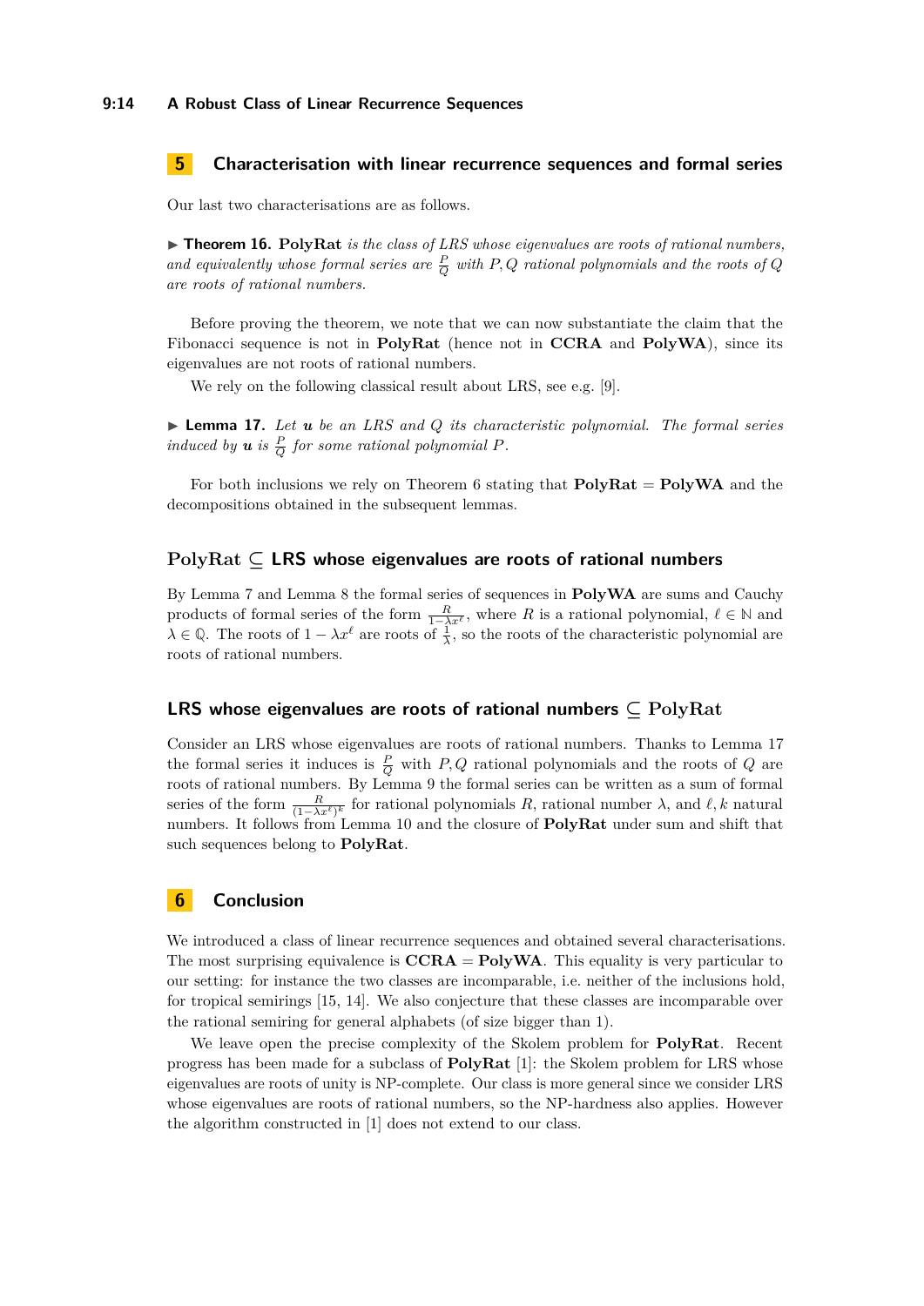## 5 Characterisation with linear recurrence sequences and formal series

Our last two characterisations are as follows.

▶ **Theorem 16.** **PolyRat** *is the class of LRS whose eigenvalues are roots of rational numbers, and equivalently whose formal series are* $\frac{P}{Q}$ *with* $P, Q$ *rational polynomials and the roots of* $Q$ *are roots of rational numbers.*

Before proving the theorem, we note that we can now substantiate the claim that the Fibonacci sequence is not in **PolyRat** (hence not in **CCRA** and **PolyWA**), since its eigenvalues are not roots of rational numbers.

We rely on the following classical result about LRS, see e.g. [9].

▶ **Lemma 17.** *Let* $\boldsymbol{u}$ *be an LRS and* $Q$ *its characteristic polynomial. The formal series induced by* $\boldsymbol{u}$ *is* $\frac{P}{Q}$ *for some rational polynomial* $P$*.*

For both inclusions we rely on Theorem 6 stating that **PolyRat** = **PolyWA** and the decompositions obtained in the subsequent lemmas.

### PolyRat $\subseteq$ LRS whose eigenvalues are roots of rational numbers

By Lemma 7 and Lemma 8 the formal series of sequences in **PolyWA** are sums and Cauchy products of formal series of the form $\frac{R}{1-\lambda x^\ell}$, where $R$ is a rational polynomial, $\ell \in \mathbb{N}$ and $\lambda \in \mathbb{Q}$. The roots of $1 - \lambda x^\ell$ are roots of $\frac{1}{\lambda}$, so the roots of the characteristic polynomial are roots of rational numbers.

### LRS whose eigenvalues are roots of rational numbers $\subseteq$ PolyRat

Consider an LRS whose eigenvalues are roots of rational numbers. Thanks to Lemma 17 the formal series it induces is $\frac{P}{Q}$ with $P, Q$ rational polynomials and the roots of $Q$ are roots of rational numbers. By Lemma 9 the formal series can be written as a sum of formal series of the form $\frac{R}{(1-\lambda x^\ell)^k}$ for rational polynomials $R$, rational number $\lambda$, and $\ell, k$ natural numbers. It follows from Lemma 10 and the closure of **PolyRat** under sum and shift that such sequences belong to **PolyRat**.

## 6 Conclusion

We introduced a class of linear recurrence sequences and obtained several characterisations. The most surprising equivalence is **CCRA** = **PolyWA**. This equality is very particular to our setting: for instance the two classes are incomparable, i.e. neither of the inclusions hold, for tropical semirings [15, 14]. We also conjecture that these classes are incomparable over the rational semiring for general alphabets (of size bigger than 1).

We leave open the precise complexity of the Skolem problem for **PolyRat**. Recent progress has been made for a subclass of **PolyRat** [1]: the Skolem problem for LRS whose eigenvalues are roots of unity is NP-complete. Our class is more general since we consider LRS whose eigenvalues are roots of rational numbers, so the NP-hardness also applies. However the algorithm constructed in [1] does not extend to our class.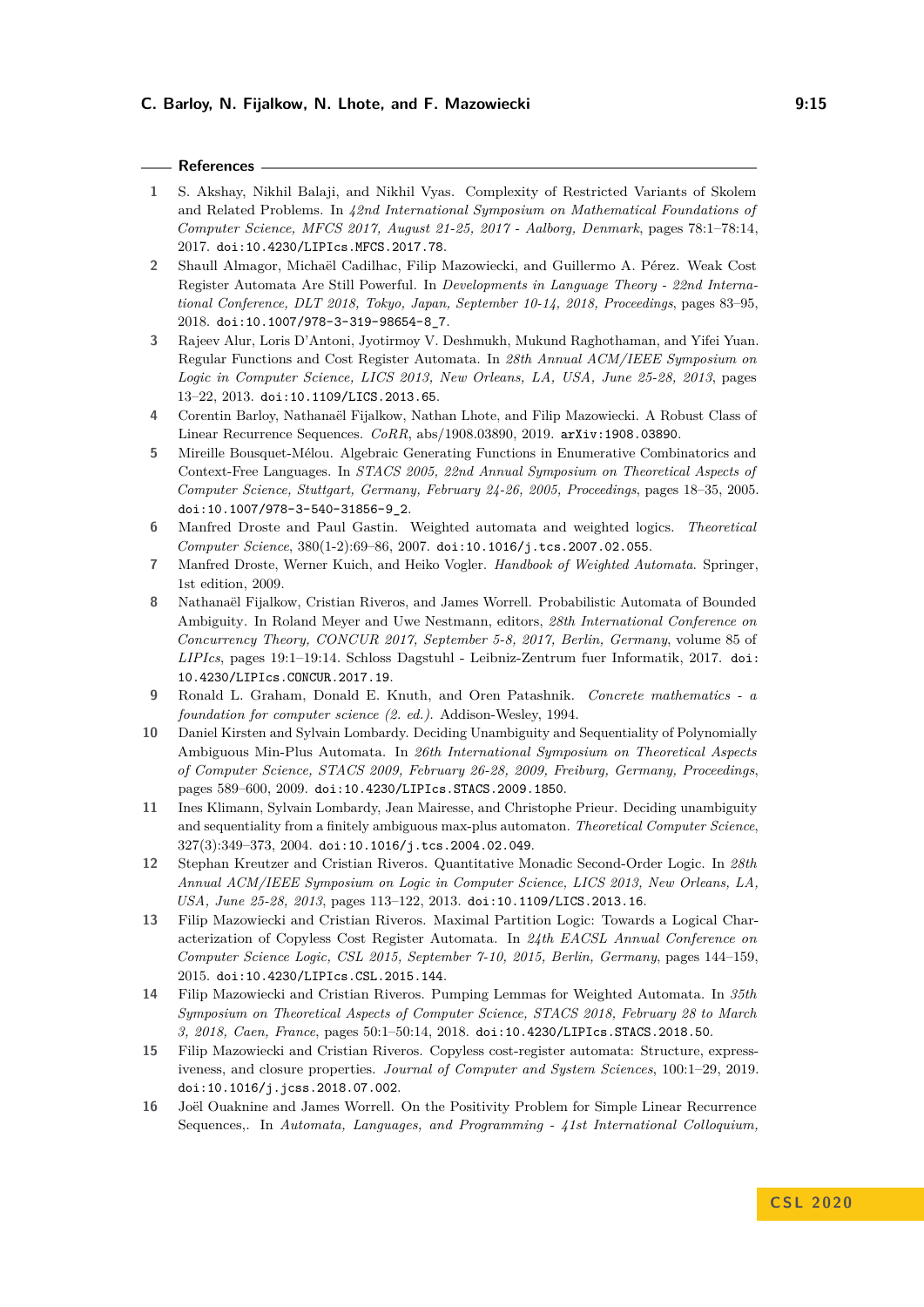## References

1. S. Akshay, Nikhil Balaji, and Nikhil Vyas. Complexity of Restricted Variants of Skolem and Related Problems. In *42nd International Symposium on Mathematical Foundations of Computer Science, MFCS 2017, August 21-25, 2017 - Aalborg, Denmark*, pages 78:1–78:14, 2017. doi:10.4230/LIPIcs.MFCS.2017.78.
2. Shaull Almagor, Michaël Cadilhac, Filip Mazowiecki, and Guillermo A. Pérez. Weak Cost Register Automata Are Still Powerful. In *Developments in Language Theory - 22nd International Conference, DLT 2018, Tokyo, Japan, September 10-14, 2018, Proceedings*, pages 83–95, 2018. doi:10.1007/978-3-319-98654-8_7.
3. Rajeev Alur, Loris D'Antoni, Jyotirmoy V. Deshmukh, Mukund Raghothaman, and Yifei Yuan. Regular Functions and Cost Register Automata. In *28th Annual ACM/IEEE Symposium on Logic in Computer Science, LICS 2013, New Orleans, LA, USA, June 25-28, 2013*, pages 13–22, 2013. doi:10.1109/LICS.2013.65.
4. Corentin Barloy, Nathanaël Fijalkow, Nathan Lhote, and Filip Mazowiecki. A Robust Class of Linear Recurrence Sequences. *CoRR*, abs/1908.03890, 2019. arXiv:1908.03890.
5. Mireille Bousquet-Mélou. Algebraic Generating Functions in Enumerative Combinatorics and Context-Free Languages. In *STACS 2005, 22nd Annual Symposium on Theoretical Aspects of Computer Science, Stuttgart, Germany, February 24-26, 2005, Proceedings*, pages 18–35, 2005. doi:10.1007/978-3-540-31856-9_2.
6. Manfred Droste and Paul Gastin. Weighted automata and weighted logics. *Theoretical Computer Science*, 380(1-2):69–86, 2007. doi:10.1016/j.tcs.2007.02.055.
7. Manfred Droste, Werner Kuich, and Heiko Vogler. *Handbook of Weighted Automata*. Springer, 1st edition, 2009.
8. Nathanaël Fijalkow, Cristian Riveros, and James Worrell. Probabilistic Automata of Bounded Ambiguity. In Roland Meyer and Uwe Nestmann, editors, *28th International Conference on Concurrency Theory, CONCUR 2017, September 5-8, 2017, Berlin, Germany*, volume 85 of *LIPIcs*, pages 19:1–19:14. Schloss Dagstuhl - Leibniz-Zentrum fuer Informatik, 2017. doi:10.4230/LIPIcs.CONCUR.2017.19.
9. Ronald L. Graham, Donald E. Knuth, and Oren Patashnik. *Concrete mathematics - a foundation for computer science (2. ed.)*. Addison-Wesley, 1994.
10. Daniel Kirsten and Sylvain Lombardy. Deciding Unambiguity and Sequentiality of Polynomially Ambiguous Min-Plus Automata. In *26th International Symposium on Theoretical Aspects of Computer Science, STACS 2009, February 26-28, 2009, Freiburg, Germany, Proceedings*, pages 589–600, 2009. doi:10.4230/LIPIcs.STACS.2009.1850.
11. Ines Klimann, Sylvain Lombardy, Jean Mairesse, and Christophe Prieur. Deciding unambiguity and sequentiality from a finitely ambiguous max-plus automaton. *Theoretical Computer Science*, 327(3):349–373, 2004. doi:10.1016/j.tcs.2004.02.049.
12. Stephan Kreutzer and Cristian Riveros. Quantitative Monadic Second-Order Logic. In *28th Annual ACM/IEEE Symposium on Logic in Computer Science, LICS 2013, New Orleans, LA, USA, June 25-28, 2013*, pages 113–122, 2013. doi:10.1109/LICS.2013.16.
13. Filip Mazowiecki and Cristian Riveros. Maximal Partition Logic: Towards a Logical Characterization of Copyless Cost Register Automata. In *24th EACSL Annual Conference on Computer Science Logic, CSL 2015, September 7-10, 2015, Berlin, Germany*, pages 144–159, 2015. doi:10.4230/LIPIcs.CSL.2015.144.
14. Filip Mazowiecki and Cristian Riveros. Pumping Lemmas for Weighted Automata. In *35th Symposium on Theoretical Aspects of Computer Science, STACS 2018, February 28 to March 3, 2018, Caen, France*, pages 50:1–50:14, 2018. doi:10.4230/LIPIcs.STACS.2018.50.
15. Filip Mazowiecki and Cristian Riveros. Copyless cost-register automata: Structure, expressiveness, and closure properties. *Journal of Computer and System Sciences*, 100:1–29, 2019. doi:10.1016/j.jcss.2018.07.002.
16. Joël Ouaknine and James Worrell. On the Positivity Problem for Simple Linear Recurrence Sequences,. In *Automata, Languages, and Programming - 41st International Colloquium,*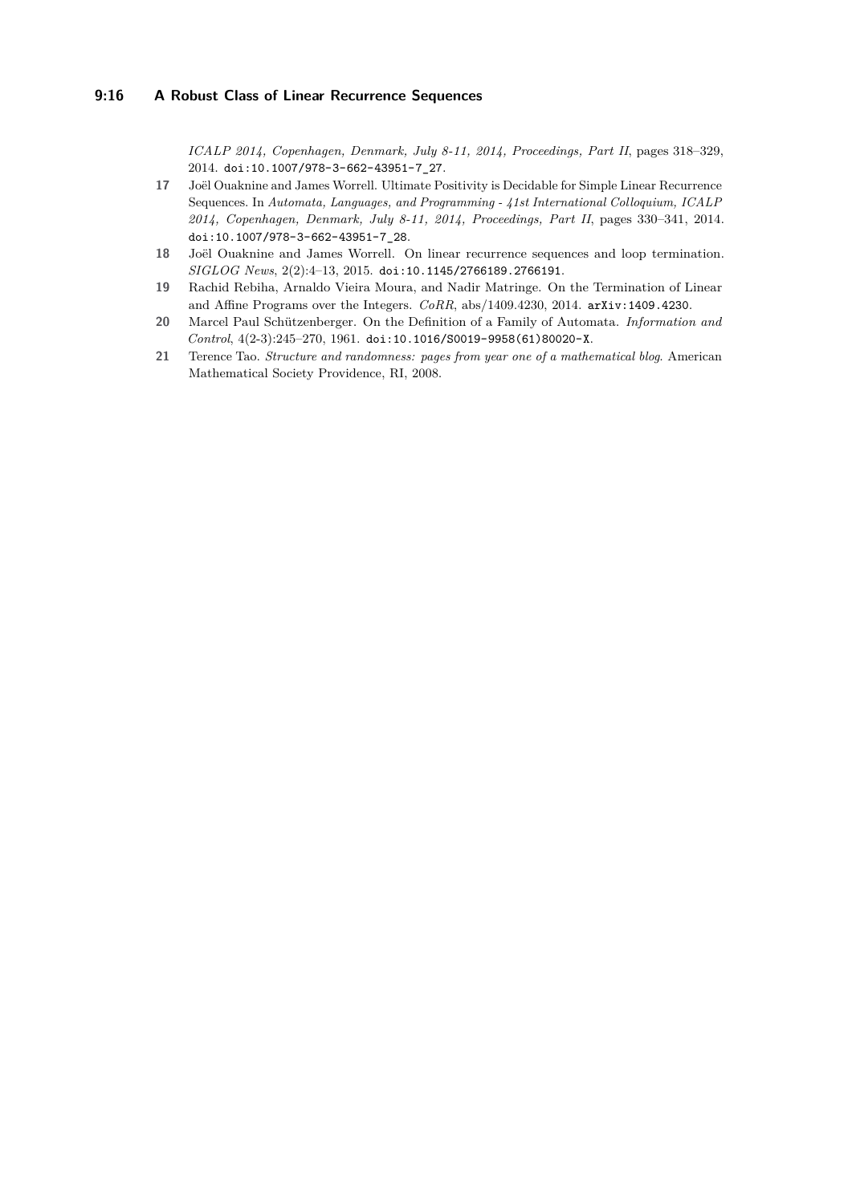*ICALP 2014, Copenhagen, Denmark, July 8-11, 2014, Proceedings, Part II*, pages 318–329, 2014. doi:10.1007/978-3-662-43951-7_27.

**17** Joël Ouaknine and James Worrell. Ultimate Positivity is Decidable for Simple Linear Recurrence Sequences. In *Automata, Languages, and Programming - 41st International Colloquium, ICALP 2014, Copenhagen, Denmark, July 8-11, 2014, Proceedings, Part II*, pages 330–341, 2014. doi:10.1007/978-3-662-43951-7_28.

**18** Joël Ouaknine and James Worrell. On linear recurrence sequences and loop termination. *SIGLOG News*, 2(2):4–13, 2015. doi:10.1145/2766189.2766191.

**19** Rachid Rebiha, Arnaldo Vieira Moura, and Nadir Matringe. On the Termination of Linear and Affine Programs over the Integers. *CoRR*, abs/1409.4230, 2014. arXiv:1409.4230.

**20** Marcel Paul Schützenberger. On the Definition of a Family of Automata. *Information and Control*, 4(2-3):245–270, 1961. doi:10.1016/S0019-9958(61)80020-X.

**21** Terence Tao. *Structure and randomness: pages from year one of a mathematical blog*. American Mathematical Society Providence, RI, 2008.